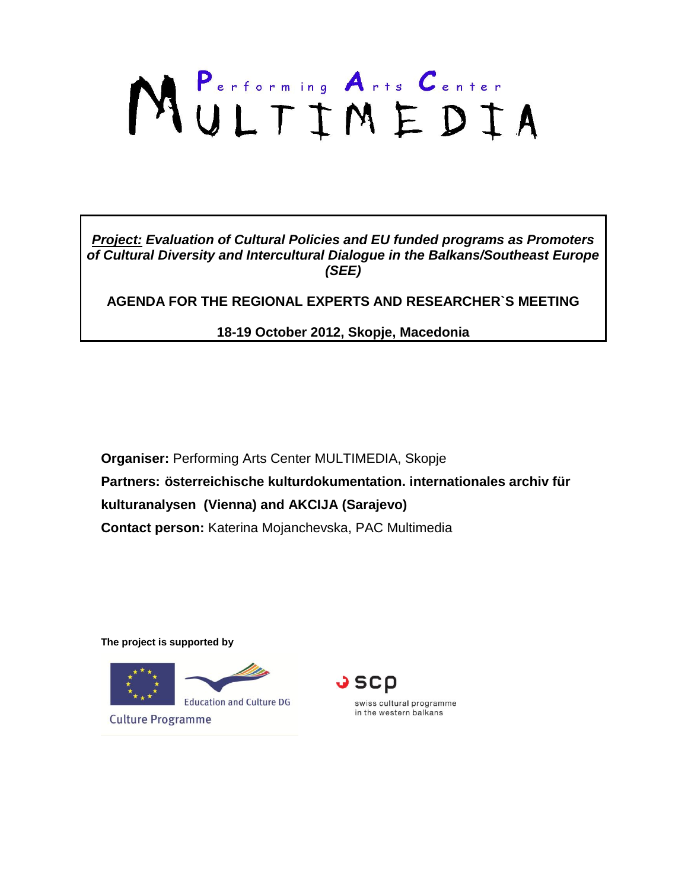# Performing Arts Center MULTIMEDIA

***Project:*** ***Evaluation of Cultural Policies and EU funded programs as Promoters of Cultural Diversity and Intercultural Dialogue in the Balkans/Southeast Europe (SEE)***

**AGENDA FOR THE REGIONAL EXPERTS AND RESEARCHER`S MEETING**

**18-19 October 2012, Skopje, Macedonia**

**Organiser:** Performing Arts Center MULTIMEDIA, Skopje

**Partners: österreichische kulturdokumentation. internationales archiv für kulturanalysen (Vienna) and AKCIJA (Sarajevo)**

**Contact person:** Katerina Mojanchevska, PAC Multimedia

**The project is supported by**

Education and Culture DG

Culture Programme

scp

swiss cultural programme in the western balkans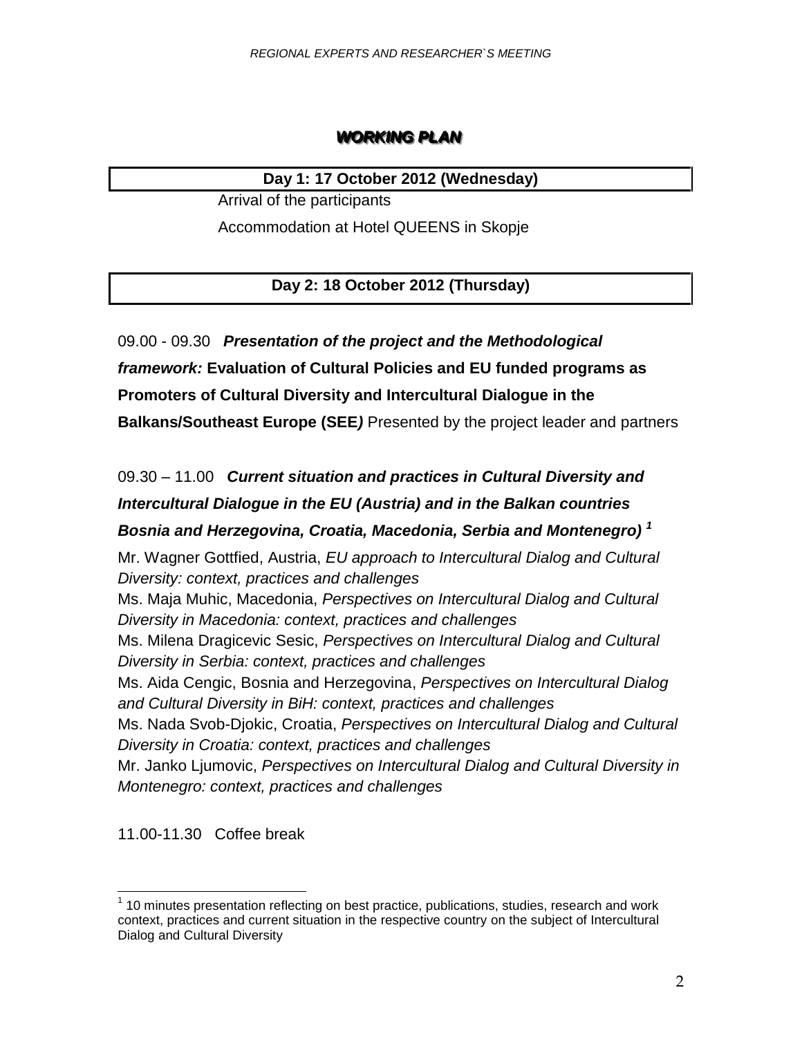## *WORKING PLAN*

| **Day 1: 17 October 2012 (Wednesday)** |
|---|

Arrival of the participants

Accommodation at Hotel QUEENS in Skopje

| **Day 2: 18 October 2012 (Thursday)** |
|---|

09.00 - 09.30 ***Presentation of the project and the Methodological framework:*** **Evaluation of Cultural Policies and EU funded programs as Promoters of Cultural Diversity and Intercultural Dialogue in the Balkans/Southeast Europe (SEE*)*** Presented by the project leader and partners

09.30 – 11.00 ***Current situation and practices in Cultural Diversity and Intercultural Dialogue in the EU (Austria) and in the Balkan countries Bosnia and Herzegovina, Croatia, Macedonia, Serbia and Montenegro)*** [1]

Mr. Wagner Gottfied, Austria, *EU approach to Intercultural Dialog and Cultural Diversity: context, practices and challenges*
Ms. Maja Muhic, Macedonia, *Perspectives on Intercultural Dialog and Cultural Diversity in Macedonia: context, practices and challenges*
Ms. Milena Dragicevic Sesic, *Perspectives on Intercultural Dialog and Cultural Diversity in Serbia: context, practices and challenges*
Ms. Aida Cengic, Bosnia and Herzegovina, *Perspectives on Intercultural Dialog and Cultural Diversity in BiH: context, practices and challenges*
Ms. Nada Svob-Djokic, Croatia, *Perspectives on Intercultural Dialog and Cultural Diversity in Croatia: context, practices and challenges*
Mr. Janko Ljumovic, *Perspectives on Intercultural Dialog and Cultural Diversity in Montenegro: context, practices and challenges*

11.00-11.30 Coffee break

---

[1] 10 minutes presentation reflecting on best practice, publications, studies, research and work context, practices and current situation in the respective country on the subject of Intercultural Dialog and Cultural Diversity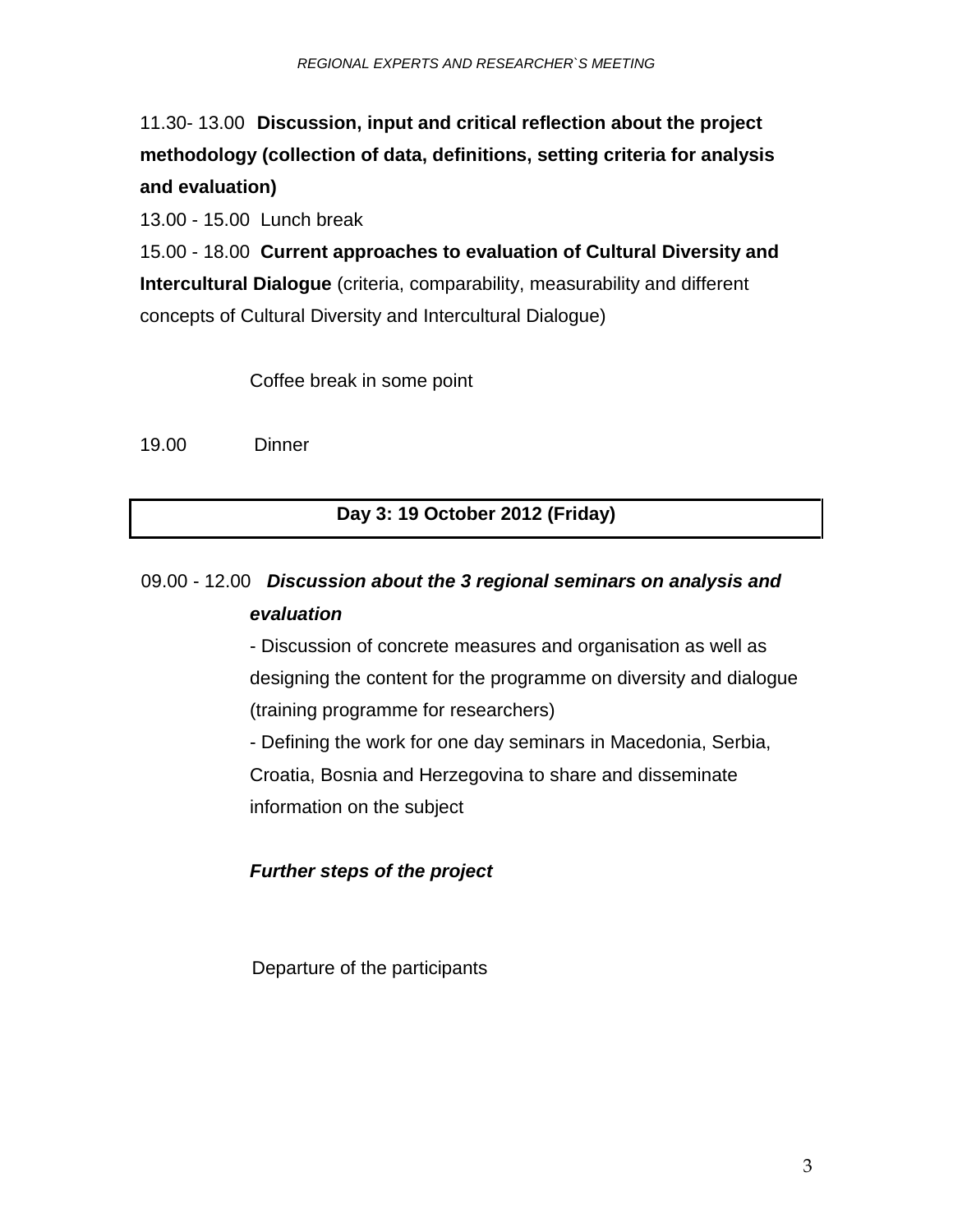11.30- 13.00 **Discussion, input and critical reflection about the project methodology (collection of data, definitions, setting criteria for analysis and evaluation)**

13.00 - 15.00 Lunch break

15.00 - 18.00 **Current approaches to evaluation of Cultural Diversity and Intercultural Dialogue** (criteria, comparability, measurability and different concepts of Cultural Diversity and Intercultural Dialogue)

Coffee break in some point

19.00 Dinner

## Day 3: 19 October 2012 (Friday)

09.00 - 12.00 ***Discussion about the 3 regional seminars on analysis and evaluation***

- Discussion of concrete measures and organisation as well as designing the content for the programme on diversity and dialogue (training programme for researchers)
- Defining the work for one day seminars in Macedonia, Serbia, Croatia, Bosnia and Herzegovina to share and disseminate information on the subject

***Further steps of the project***

Departure of the participants